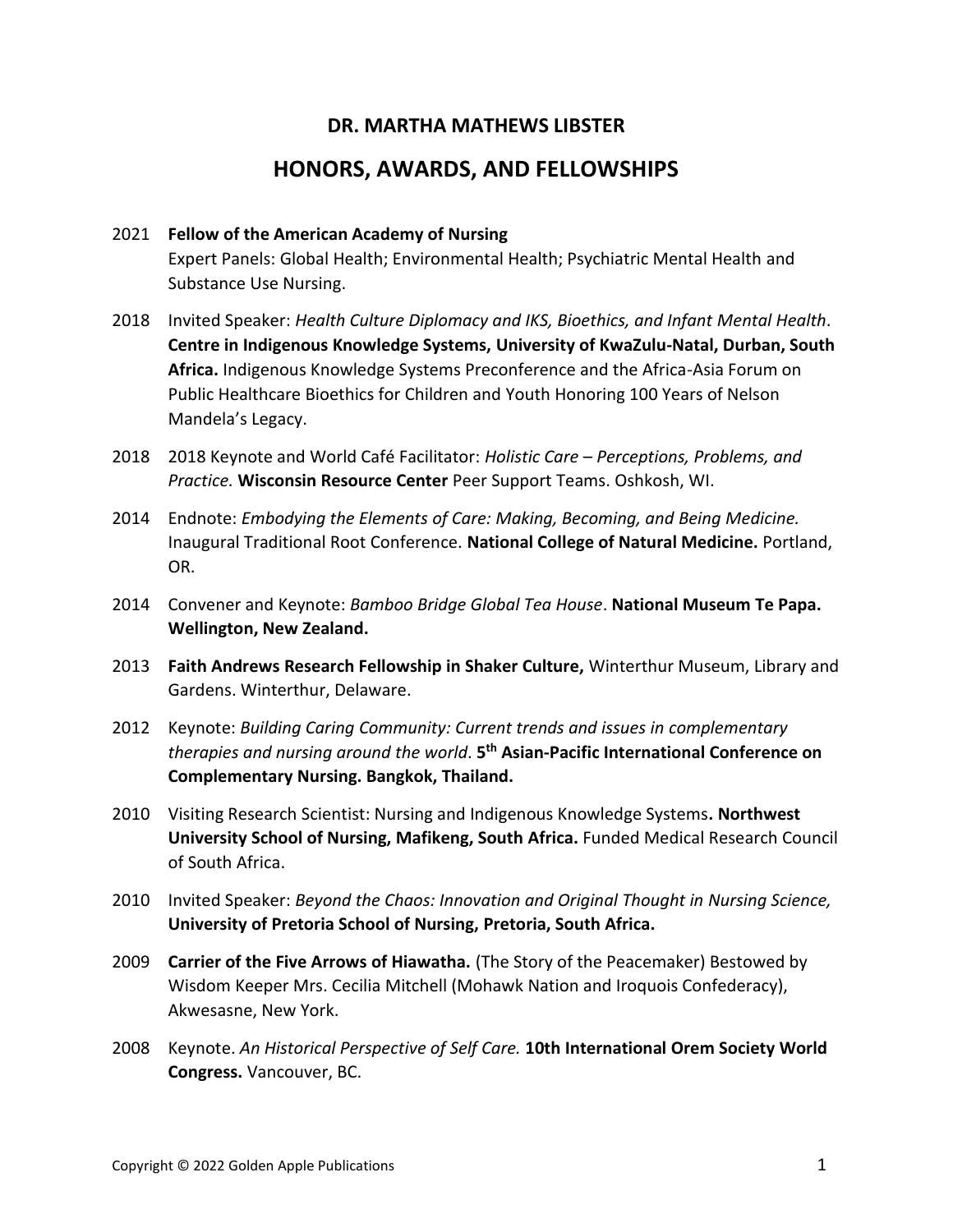# DR. MARTHA MATHEWS LIBSTER

## HONORS, AWARDS, AND FELLOWSHIPS

2021 **Fellow of the American Academy of Nursing**
Expert Panels: Global Health; Environmental Health; Psychiatric Mental Health and Substance Use Nursing.

2018 Invited Speaker: *Health Culture Diplomacy and IKS, Bioethics, and Infant Mental Health*. **Centre in Indigenous Knowledge Systems, University of KwaZulu-Natal, Durban, South Africa.** Indigenous Knowledge Systems Preconference and the Africa-Asia Forum on Public Healthcare Bioethics for Children and Youth Honoring 100 Years of Nelson Mandela's Legacy.

2018 2018 Keynote and World Café Facilitator: *Holistic Care – Perceptions, Problems, and Practice.* **Wisconsin Resource Center** Peer Support Teams. Oshkosh, WI.

2014 Endnote: *Embodying the Elements of Care: Making, Becoming, and Being Medicine.* Inaugural Traditional Root Conference. **National College of Natural Medicine.** Portland, OR.

2014 Convener and Keynote: *Bamboo Bridge Global Tea House*. **National Museum Te Papa. Wellington, New Zealand.**

2013 **Faith Andrews Research Fellowship in Shaker Culture,** Winterthur Museum, Library and Gardens. Winterthur, Delaware.

2012 Keynote: *Building Caring Community: Current trends and issues in complementary therapies and nursing around the world*. **5th Asian-Pacific International Conference on Complementary Nursing. Bangkok, Thailand.**

2010 Visiting Research Scientist: Nursing and Indigenous Knowledge Systems**. Northwest University School of Nursing, Mafikeng, South Africa.** Funded Medical Research Council of South Africa.

2010 Invited Speaker: *Beyond the Chaos: Innovation and Original Thought in Nursing Science,* **University of Pretoria School of Nursing, Pretoria, South Africa.**

2009 **Carrier of the Five Arrows of Hiawatha.** (The Story of the Peacemaker) Bestowed by Wisdom Keeper Mrs. Cecilia Mitchell (Mohawk Nation and Iroquois Confederacy), Akwesasne, New York.

2008 Keynote. *An Historical Perspective of Self Care.* **10th International Orem Society World Congress.** Vancouver, BC.

Copyright © 2022 Golden Apple Publications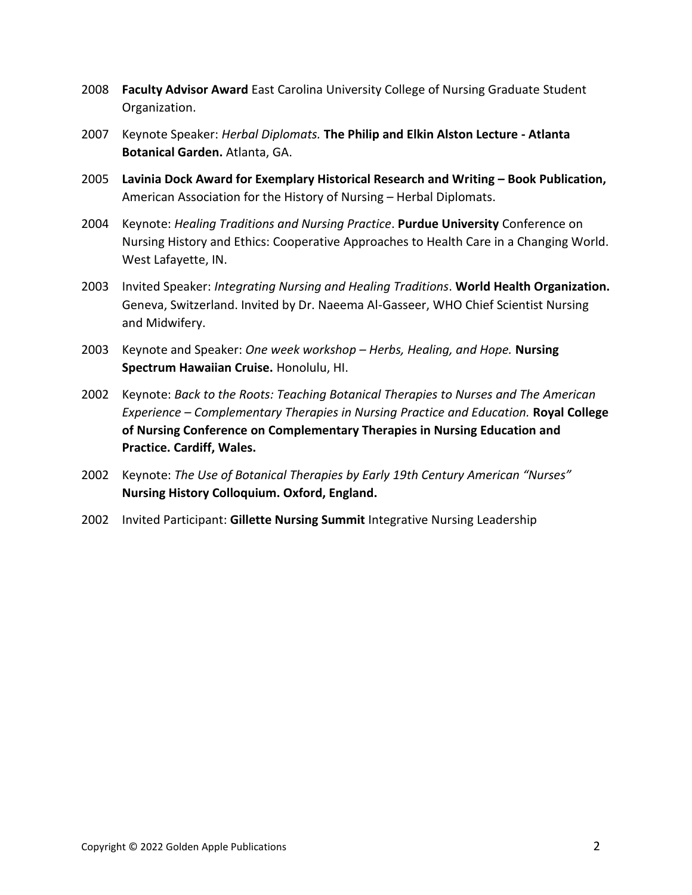2008 **Faculty Advisor Award** East Carolina University College of Nursing Graduate Student Organization.

2007 Keynote Speaker: *Herbal Diplomats.* **The Philip and Elkin Alston Lecture - Atlanta Botanical Garden.** Atlanta, GA.

2005 **Lavinia Dock Award for Exemplary Historical Research and Writing – Book Publication,** American Association for the History of Nursing – Herbal Diplomats.

2004 Keynote: *Healing Traditions and Nursing Practice*. **Purdue University** Conference on Nursing History and Ethics: Cooperative Approaches to Health Care in a Changing World. West Lafayette, IN.

2003 Invited Speaker: *Integrating Nursing and Healing Traditions*. **World Health Organization.** Geneva, Switzerland. Invited by Dr. Naeema Al-Gasseer, WHO Chief Scientist Nursing and Midwifery.

2003 Keynote and Speaker: *One week workshop – Herbs, Healing, and Hope.* **Nursing Spectrum Hawaiian Cruise.** Honolulu, HI.

2002 Keynote: *Back to the Roots: Teaching Botanical Therapies to Nurses and The American Experience – Complementary Therapies in Nursing Practice and Education.* **Royal College of Nursing Conference on Complementary Therapies in Nursing Education and Practice. Cardiff, Wales.**

2002 Keynote: *The Use of Botanical Therapies by Early 19th Century American "Nurses"* **Nursing History Colloquium. Oxford, England.**

2002 Invited Participant: **Gillette Nursing Summit** Integrative Nursing Leadership

Copyright © 2022 Golden Apple Publications